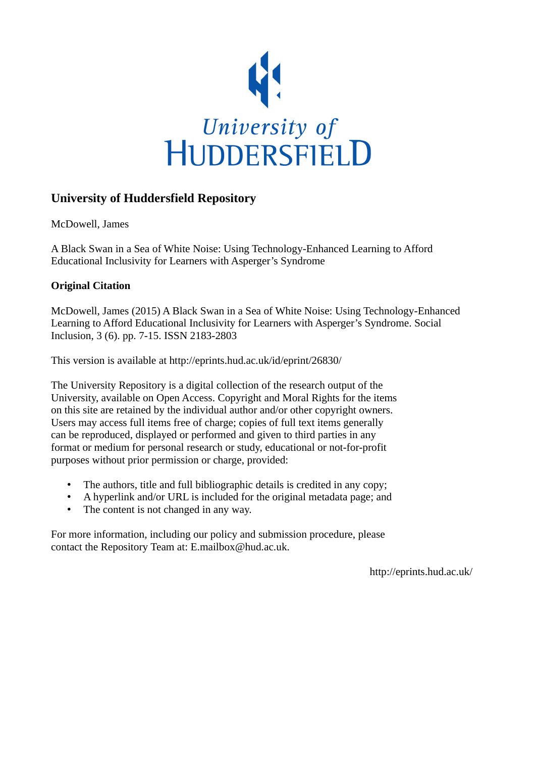University of
HUDDERSFIELD

## University of Huddersfield Repository

McDowell, James

A Black Swan in a Sea of White Noise: Using Technology-Enhanced Learning to Afford Educational Inclusivity for Learners with Asperger's Syndrome

### Original Citation

McDowell, James (2015) A Black Swan in a Sea of White Noise: Using Technology-Enhanced Learning to Afford Educational Inclusivity for Learners with Asperger's Syndrome. Social Inclusion, 3 (6). pp. 7-15. ISSN 2183-2803

This version is available at http://eprints.hud.ac.uk/id/eprint/26830/

The University Repository is a digital collection of the research output of the University, available on Open Access. Copyright and Moral Rights for the items on this site are retained by the individual author and/or other copyright owners. Users may access full items free of charge; copies of full text items generally can be reproduced, displayed or performed and given to third parties in any format or medium for personal research or study, educational or not-for-profit purposes without prior permission or charge, provided:

- The authors, title and full bibliographic details is credited in any copy;
- A hyperlink and/or URL is included for the original metadata page; and
- The content is not changed in any way.

For more information, including our policy and submission procedure, please contact the Repository Team at: E.mailbox@hud.ac.uk.

http://eprints.hud.ac.uk/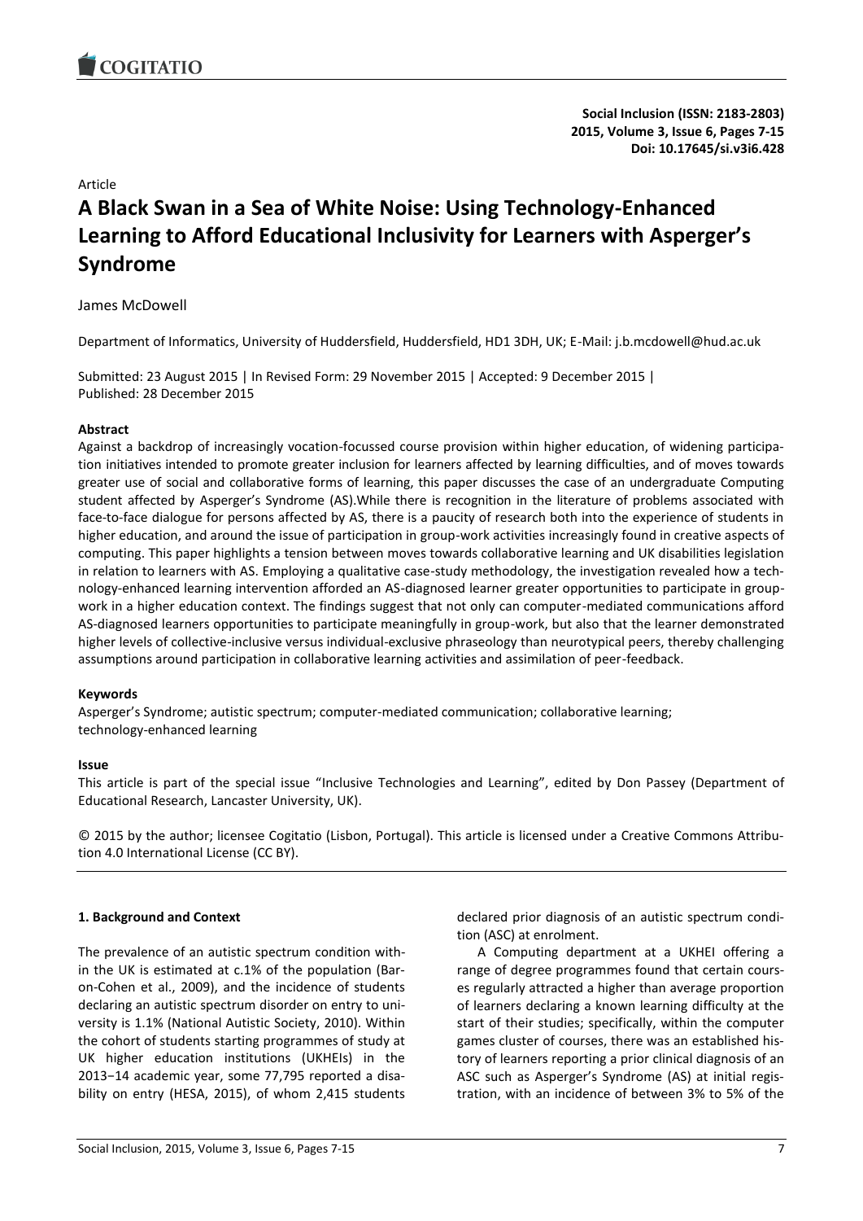Article

# A Black Swan in a Sea of White Noise: Using Technology-Enhanced Learning to Afford Educational Inclusivity for Learners with Asperger's Syndrome

James McDowell

Department of Informatics, University of Huddersfield, Huddersfield, HD1 3DH, UK; E-Mail: j.b.mcdowell@hud.ac.uk

Submitted: 23 August 2015 | In Revised Form: 29 November 2015 | Accepted: 9 December 2015 | Published: 28 December 2015

**Abstract**

Against a backdrop of increasingly vocation-focussed course provision within higher education, of widening participation initiatives intended to promote greater inclusion for learners affected by learning difficulties, and of moves towards greater use of social and collaborative forms of learning, this paper discusses the case of an undergraduate Computing student affected by Asperger's Syndrome (AS).While there is recognition in the literature of problems associated with face-to-face dialogue for persons affected by AS, there is a paucity of research both into the experience of students in higher education, and around the issue of participation in group-work activities increasingly found in creative aspects of computing. This paper highlights a tension between moves towards collaborative learning and UK disabilities legislation in relation to learners with AS. Employing a qualitative case-study methodology, the investigation revealed how a technology-enhanced learning intervention afforded an AS-diagnosed learner greater opportunities to participate in group-work in a higher education context. The findings suggest that not only can computer-mediated communications afford AS-diagnosed learners opportunities to participate meaningfully in group-work, but also that the learner demonstrated higher levels of collective-inclusive versus individual-exclusive phraseology than neurotypical peers, thereby challenging assumptions around participation in collaborative learning activities and assimilation of peer-feedback.

**Keywords**

Asperger's Syndrome; autistic spectrum; computer-mediated communication; collaborative learning; technology-enhanced learning

**Issue**

This article is part of the special issue "Inclusive Technologies and Learning", edited by Don Passey (Department of Educational Research, Lancaster University, UK).

© 2015 by the author; licensee Cogitatio (Lisbon, Portugal). This article is licensed under a Creative Commons Attribution 4.0 International License (CC BY).

## 1. Background and Context

The prevalence of an autistic spectrum condition within the UK is estimated at c.1% of the population (Baron-Cohen et al., 2009), and the incidence of students declaring an autistic spectrum disorder on entry to university is 1.1% (National Autistic Society, 2010). Within the cohort of students starting programmes of study at UK higher education institutions (UKHEIs) in the 2013−14 academic year, some 77,795 reported a disability on entry (HESA, 2015), of whom 2,415 students declared prior diagnosis of an autistic spectrum condition (ASC) at enrolment.

A Computing department at a UKHEI offering a range of degree programmes found that certain courses regularly attracted a higher than average proportion of learners declaring a known learning difficulty at the start of their studies; specifically, within the computer games cluster of courses, there was an established history of learners reporting a prior clinical diagnosis of an ASC such as Asperger's Syndrome (AS) at initial registration, with an incidence of between 3% to 5% of the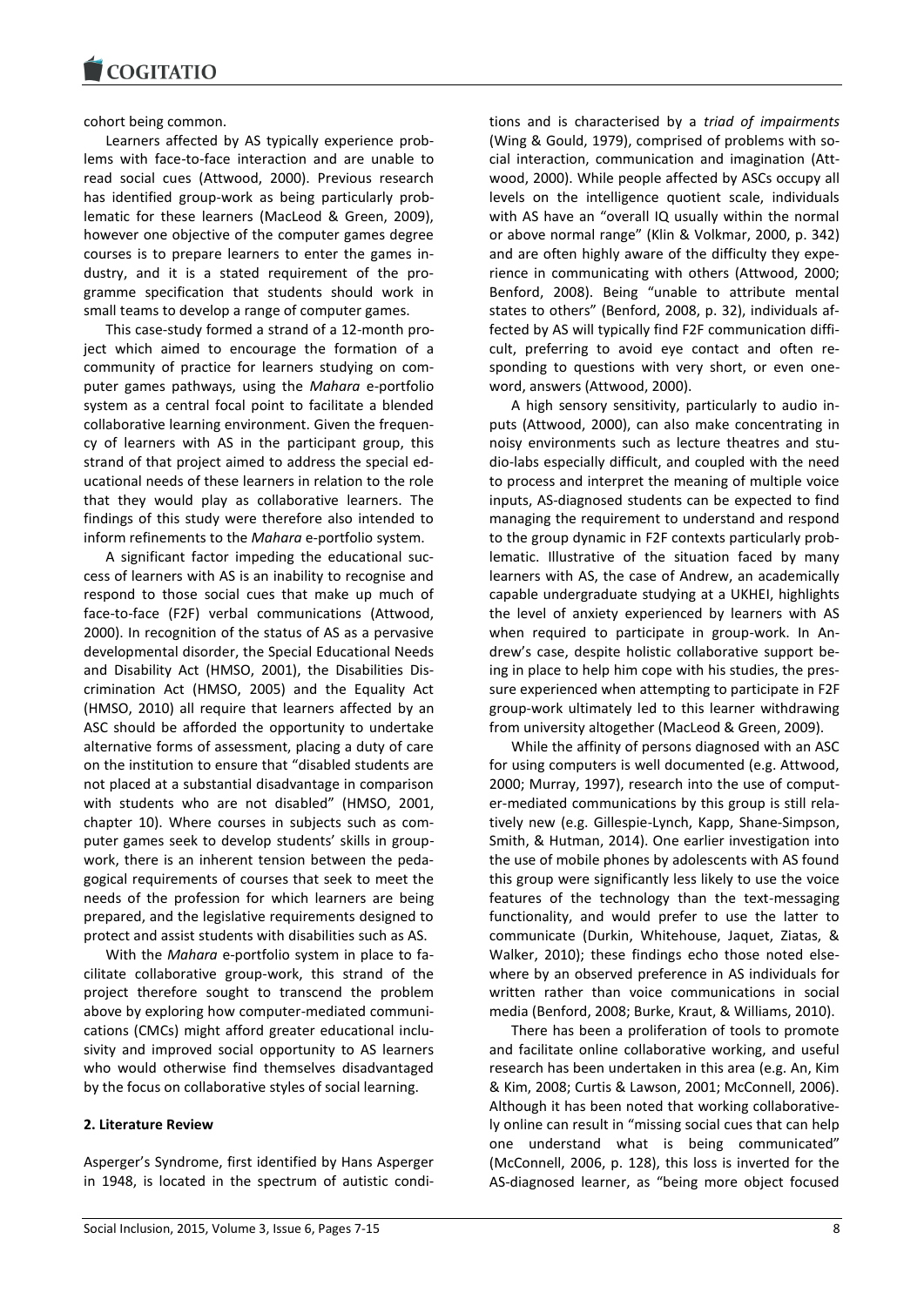cohort being common.

Learners affected by AS typically experience problems with face-to-face interaction and are unable to read social cues (Attwood, 2000). Previous research has identified group-work as being particularly problematic for these learners (MacLeod & Green, 2009), however one objective of the computer games degree courses is to prepare learners to enter the games industry, and it is a stated requirement of the programme specification that students should work in small teams to develop a range of computer games.

This case-study formed a strand of a 12-month project which aimed to encourage the formation of a community of practice for learners studying on computer games pathways, using the *Mahara* e-portfolio system as a central focal point to facilitate a blended collaborative learning environment. Given the frequency of learners with AS in the participant group, this strand of that project aimed to address the special educational needs of these learners in relation to the role that they would play as collaborative learners. The findings of this study were therefore also intended to inform refinements to the *Mahara* e-portfolio system.

A significant factor impeding the educational success of learners with AS is an inability to recognise and respond to those social cues that make up much of face-to-face (F2F) verbal communications (Attwood, 2000). In recognition of the status of AS as a pervasive developmental disorder, the Special Educational Needs and Disability Act (HMSO, 2001), the Disabilities Discrimination Act (HMSO, 2005) and the Equality Act (HMSO, 2010) all require that learners affected by an ASC should be afforded the opportunity to undertake alternative forms of assessment, placing a duty of care on the institution to ensure that "disabled students are not placed at a substantial disadvantage in comparison with students who are not disabled" (HMSO, 2001, chapter 10). Where courses in subjects such as computer games seek to develop students' skills in group-work, there is an inherent tension between the pedagogical requirements of courses that seek to meet the needs of the profession for which learners are being prepared, and the legislative requirements designed to protect and assist students with disabilities such as AS.

With the *Mahara* e-portfolio system in place to facilitate collaborative group-work, this strand of the project therefore sought to transcend the problem above by exploring how computer-mediated communications (CMCs) might afford greater educational inclusivity and improved social opportunity to AS learners who would otherwise find themselves disadvantaged by the focus on collaborative styles of social learning.

## 2. Literature Review

Asperger's Syndrome, first identified by Hans Asperger in 1948, is located in the spectrum of autistic conditions and is characterised by a *triad of impairments* (Wing & Gould, 1979), comprised of problems with social interaction, communication and imagination (Attwood, 2000). While people affected by ASCs occupy all levels on the intelligence quotient scale, individuals with AS have an "overall IQ usually within the normal or above normal range" (Klin & Volkmar, 2000, p. 342) and are often highly aware of the difficulty they experience in communicating with others (Attwood, 2000; Benford, 2008). Being "unable to attribute mental states to others" (Benford, 2008, p. 32), individuals affected by AS will typically find F2F communication difficult, preferring to avoid eye contact and often responding to questions with very short, or even one-word, answers (Attwood, 2000).

A high sensory sensitivity, particularly to audio inputs (Attwood, 2000), can also make concentrating in noisy environments such as lecture theatres and studio-labs especially difficult, and coupled with the need to process and interpret the meaning of multiple voice inputs, AS-diagnosed students can be expected to find managing the requirement to understand and respond to the group dynamic in F2F contexts particularly problematic. Illustrative of the situation faced by many learners with AS, the case of Andrew, an academically capable undergraduate studying at a UKHEI, highlights the level of anxiety experienced by learners with AS when required to participate in group-work. In Andrew's case, despite holistic collaborative support being in place to help him cope with his studies, the pressure experienced when attempting to participate in F2F group-work ultimately led to this learner withdrawing from university altogether (MacLeod & Green, 2009).

While the affinity of persons diagnosed with an ASC for using computers is well documented (e.g. Attwood, 2000; Murray, 1997), research into the use of computer-mediated communications by this group is still relatively new (e.g. Gillespie-Lynch, Kapp, Shane-Simpson, Smith, & Hutman, 2014). One earlier investigation into the use of mobile phones by adolescents with AS found this group were significantly less likely to use the voice features of the technology than the text-messaging functionality, and would prefer to use the latter to communicate (Durkin, Whitehouse, Jaquet, Ziatas, & Walker, 2010); these findings echo those noted elsewhere by an observed preference in AS individuals for written rather than voice communications in social media (Benford, 2008; Burke, Kraut, & Williams, 2010).

There has been a proliferation of tools to promote and facilitate online collaborative working, and useful research has been undertaken in this area (e.g. An, Kim & Kim, 2008; Curtis & Lawson, 2001; McConnell, 2006). Although it has been noted that working collaboratively online can result in "missing social cues that can help one understand what is being communicated" (McConnell, 2006, p. 128), this loss is inverted for the AS-diagnosed learner, as "being more object focused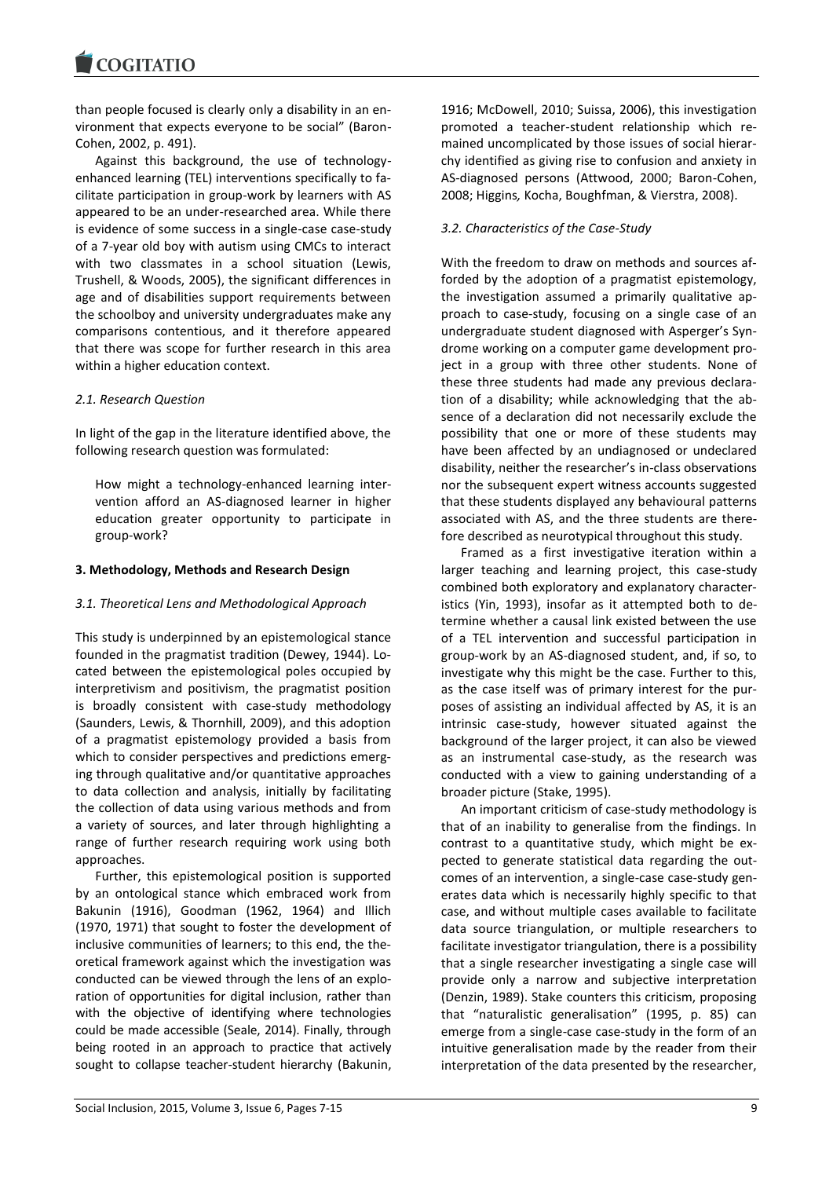than people focused is clearly only a disability in an environment that expects everyone to be social" (Baron-Cohen, 2002, p. 491).

Against this background, the use of technology-enhanced learning (TEL) interventions specifically to facilitate participation in group-work by learners with AS appeared to be an under-researched area. While there is evidence of some success in a single-case case-study of a 7-year old boy with autism using CMCs to interact with two classmates in a school situation (Lewis, Trushell, & Woods, 2005), the significant differences in age and of disabilities support requirements between the schoolboy and university undergraduates make any comparisons contentious, and it therefore appeared that there was scope for further research in this area within a higher education context.

### *2.1. Research Question*

In light of the gap in the literature identified above, the following research question was formulated:

> How might a technology-enhanced learning intervention afford an AS-diagnosed learner in higher education greater opportunity to participate in group-work?

## **3. Methodology, Methods and Research Design**

### *3.1. Theoretical Lens and Methodological Approach*

This study is underpinned by an epistemological stance founded in the pragmatist tradition (Dewey, 1944). Located between the epistemological poles occupied by interpretivism and positivism, the pragmatist position is broadly consistent with case-study methodology (Saunders, Lewis, & Thornhill, 2009), and this adoption of a pragmatist epistemology provided a basis from which to consider perspectives and predictions emerging through qualitative and/or quantitative approaches to data collection and analysis, initially by facilitating the collection of data using various methods and from a variety of sources, and later through highlighting a range of further research requiring work using both approaches.

Further, this epistemological position is supported by an ontological stance which embraced work from Bakunin (1916), Goodman (1962, 1964) and Illich (1970, 1971) that sought to foster the development of inclusive communities of learners; to this end, the theoretical framework against which the investigation was conducted can be viewed through the lens of an exploration of opportunities for digital inclusion, rather than with the objective of identifying where technologies could be made accessible (Seale, 2014). Finally, through being rooted in an approach to practice that actively sought to collapse teacher-student hierarchy (Bakunin, 1916; McDowell, 2010; Suissa, 2006), this investigation promoted a teacher-student relationship which remained uncomplicated by those issues of social hierarchy identified as giving rise to confusion and anxiety in AS-diagnosed persons (Attwood, 2000; Baron-Cohen, 2008; Higgins*,* Kocha, Boughfman, & Vierstra, 2008).

### *3.2. Characteristics of the Case-Study*

With the freedom to draw on methods and sources afforded by the adoption of a pragmatist epistemology, the investigation assumed a primarily qualitative approach to case-study, focusing on a single case of an undergraduate student diagnosed with Asperger's Syndrome working on a computer game development project in a group with three other students. None of these three students had made any previous declaration of a disability; while acknowledging that the absence of a declaration did not necessarily exclude the possibility that one or more of these students may have been affected by an undiagnosed or undeclared disability, neither the researcher's in-class observations nor the subsequent expert witness accounts suggested that these students displayed any behavioural patterns associated with AS, and the three students are therefore described as neurotypical throughout this study.

Framed as a first investigative iteration within a larger teaching and learning project, this case-study combined both exploratory and explanatory characteristics (Yin, 1993), insofar as it attempted both to determine whether a causal link existed between the use of a TEL intervention and successful participation in group-work by an AS-diagnosed student, and, if so, to investigate why this might be the case. Further to this, as the case itself was of primary interest for the purposes of assisting an individual affected by AS, it is an intrinsic case-study, however situated against the background of the larger project, it can also be viewed as an instrumental case-study, as the research was conducted with a view to gaining understanding of a broader picture (Stake, 1995).

An important criticism of case-study methodology is that of an inability to generalise from the findings. In contrast to a quantitative study, which might be expected to generate statistical data regarding the outcomes of an intervention, a single-case case-study generates data which is necessarily highly specific to that case, and without multiple cases available to facilitate data source triangulation, or multiple researchers to facilitate investigator triangulation, there is a possibility that a single researcher investigating a single case will provide only a narrow and subjective interpretation (Denzin, 1989). Stake counters this criticism, proposing that "naturalistic generalisation" (1995, p. 85) can emerge from a single-case case-study in the form of an intuitive generalisation made by the reader from their interpretation of the data presented by the researcher,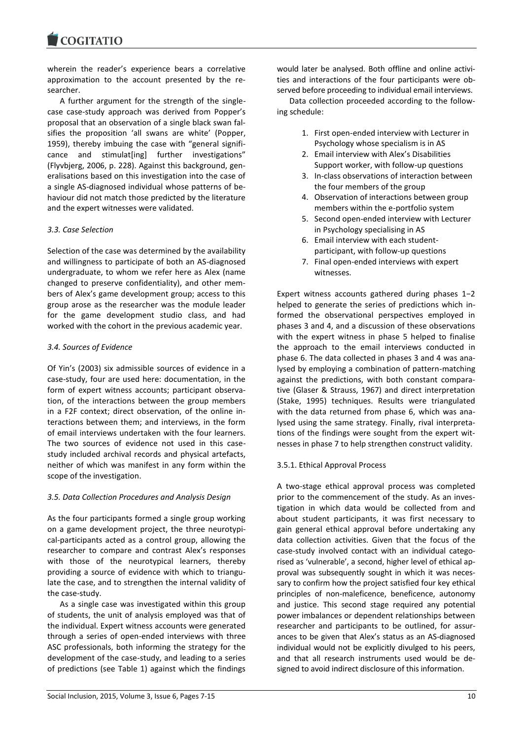wherein the reader's experience bears a correlative approximation to the account presented by the researcher.

A further argument for the strength of the single-case case-study approach was derived from Popper's proposal that an observation of a single black swan falsifies the proposition 'all swans are white' (Popper, 1959), thereby imbuing the case with "general significance and stimulat[ing] further investigations" (Flyvbjerg, 2006, p. 228). Against this background, generalisations based on this investigation into the case of a single AS-diagnosed individual whose patterns of behaviour did not match those predicted by the literature and the expert witnesses were validated.

### *3.3. Case Selection*

Selection of the case was determined by the availability and willingness to participate of both an AS-diagnosed undergraduate, to whom we refer here as Alex (name changed to preserve confidentiality), and other members of Alex's game development group; access to this group arose as the researcher was the module leader for the game development studio class, and had worked with the cohort in the previous academic year.

### *3.4. Sources of Evidence*

Of Yin's (2003) six admissible sources of evidence in a case-study, four are used here: documentation, in the form of expert witness accounts; participant observation, of the interactions between the group members in a F2F context; direct observation, of the online interactions between them; and interviews, in the form of email interviews undertaken with the four learners. The two sources of evidence not used in this case-study included archival records and physical artefacts, neither of which was manifest in any form within the scope of the investigation.

### *3.5. Data Collection Procedures and Analysis Design*

As the four participants formed a single group working on a game development project, the three neurotypical-participants acted as a control group, allowing the researcher to compare and contrast Alex's responses with those of the neurotypical learners, thereby providing a source of evidence with which to triangulate the case, and to strengthen the internal validity of the case-study.

As a single case was investigated within this group of students, the unit of analysis employed was that of the individual. Expert witness accounts were generated through a series of open-ended interviews with three ASC professionals, both informing the strategy for the development of the case-study, and leading to a series of predictions (see Table 1) against which the findings would later be analysed. Both offline and online activities and interactions of the four participants were observed before proceeding to individual email interviews.

Data collection proceeded according to the following schedule:

1. First open-ended interview with Lecturer in Psychology whose specialism is in AS
2. Email interview with Alex's Disabilities Support worker, with follow-up questions
3. In-class observations of interaction between the four members of the group
4. Observation of interactions between group members within the e-portfolio system
5. Second open-ended interview with Lecturer in Psychology specialising in AS
6. Email interview with each student-participant, with follow-up questions
7. Final open-ended interviews with expert witnesses.

Expert witness accounts gathered during phases 1−2 helped to generate the series of predictions which informed the observational perspectives employed in phases 3 and 4, and a discussion of these observations with the expert witness in phase 5 helped to finalise the approach to the email interviews conducted in phase 6. The data collected in phases 3 and 4 was analysed by employing a combination of pattern-matching against the predictions, with both constant comparative (Glaser & Strauss, 1967) and direct interpretation (Stake, 1995) techniques. Results were triangulated with the data returned from phase 6, which was analysed using the same strategy. Finally, rival interpretations of the findings were sought from the expert witnesses in phase 7 to help strengthen construct validity.

#### 3.5.1. Ethical Approval Process

A two-stage ethical approval process was completed prior to the commencement of the study. As an investigation in which data would be collected from and about student participants, it was first necessary to gain general ethical approval before undertaking any data collection activities. Given that the focus of the case-study involved contact with an individual categorised as 'vulnerable', a second, higher level of ethical approval was subsequently sought in which it was necessary to confirm how the project satisfied four key ethical principles of non-maleficence, beneficence, autonomy and justice. This second stage required any potential power imbalances or dependent relationships between researcher and participants to be outlined, for assurances to be given that Alex's status as an AS-diagnosed individual would not be explicitly divulged to his peers, and that all research instruments used would be designed to avoid indirect disclosure of this information.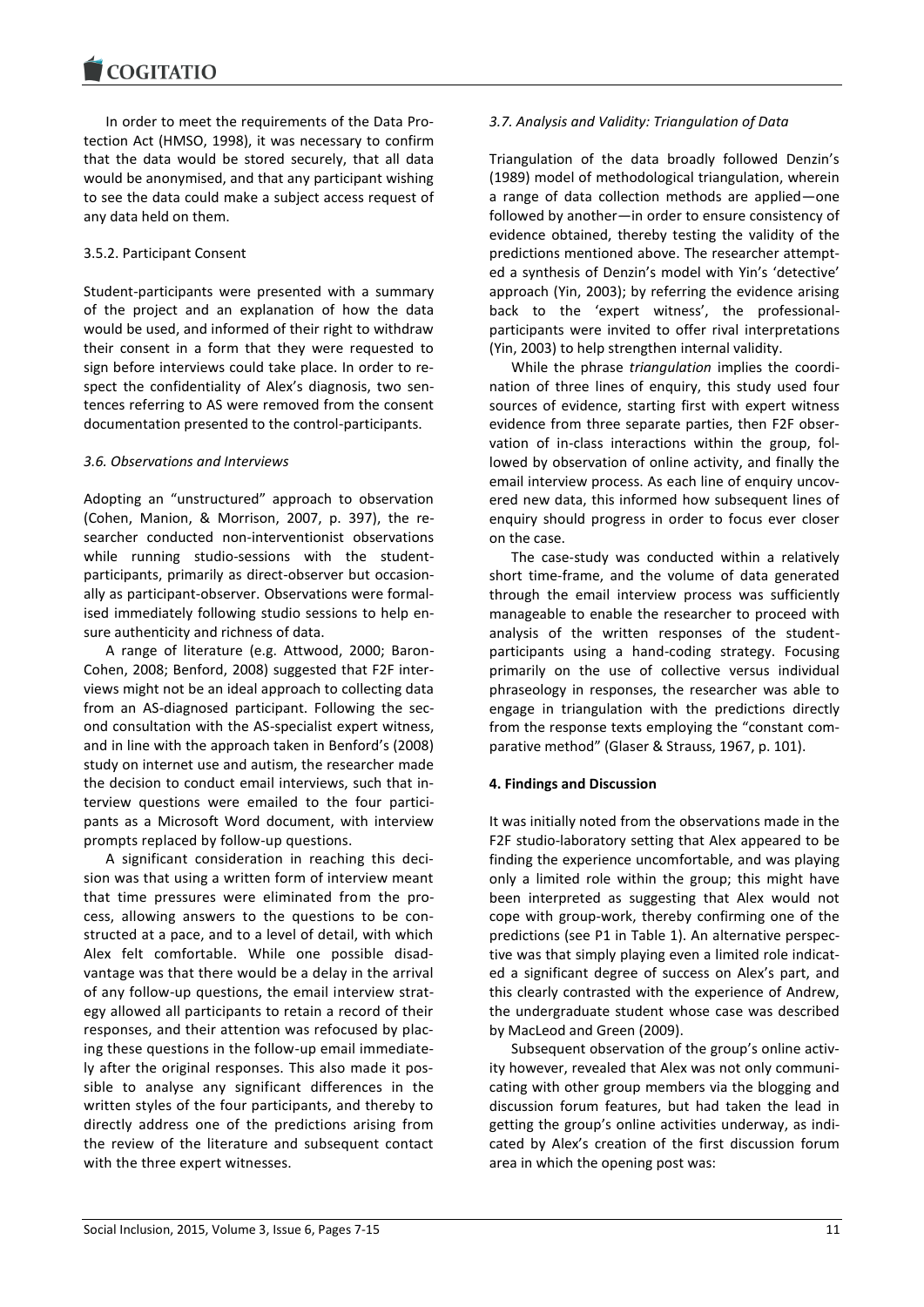In order to meet the requirements of the Data Protection Act (HMSO, 1998), it was necessary to confirm that the data would be stored securely, that all data would be anonymised, and that any participant wishing to see the data could make a subject access request of any data held on them.

#### 3.5.2. Participant Consent

Student-participants were presented with a summary of the project and an explanation of how the data would be used, and informed of their right to withdraw their consent in a form that they were requested to sign before interviews could take place. In order to respect the confidentiality of Alex's diagnosis, two sentences referring to AS were removed from the consent documentation presented to the control-participants.

### *3.6. Observations and Interviews*

Adopting an "unstructured" approach to observation (Cohen, Manion, & Morrison, 2007, p. 397), the researcher conducted non-interventionist observations while running studio-sessions with the student-participants, primarily as direct-observer but occasionally as participant-observer. Observations were formalised immediately following studio sessions to help ensure authenticity and richness of data.

A range of literature (e.g. Attwood, 2000; Baron-Cohen, 2008; Benford, 2008) suggested that F2F interviews might not be an ideal approach to collecting data from an AS-diagnosed participant. Following the second consultation with the AS-specialist expert witness, and in line with the approach taken in Benford's (2008) study on internet use and autism, the researcher made the decision to conduct email interviews, such that interview questions were emailed to the four participants as a Microsoft Word document, with interview prompts replaced by follow-up questions.

A significant consideration in reaching this decision was that using a written form of interview meant that time pressures were eliminated from the process, allowing answers to the questions to be constructed at a pace, and to a level of detail, with which Alex felt comfortable. While one possible disadvantage was that there would be a delay in the arrival of any follow-up questions, the email interview strategy allowed all participants to retain a record of their responses, and their attention was refocused by placing these questions in the follow-up email immediately after the original responses. This also made it possible to analyse any significant differences in the written styles of the four participants, and thereby to directly address one of the predictions arising from the review of the literature and subsequent contact with the three expert witnesses.

### *3.7. Analysis and Validity: Triangulation of Data*

Triangulation of the data broadly followed Denzin's (1989) model of methodological triangulation, wherein a range of data collection methods are applied—one followed by another—in order to ensure consistency of evidence obtained, thereby testing the validity of the predictions mentioned above. The researcher attempted a synthesis of Denzin's model with Yin's 'detective' approach (Yin, 2003); by referring the evidence arising back to the 'expert witness', the professional-participants were invited to offer rival interpretations (Yin, 2003) to help strengthen internal validity.

While the phrase *triangulation* implies the coordination of three lines of enquiry, this study used four sources of evidence, starting first with expert witness evidence from three separate parties, then F2F observation of in-class interactions within the group, followed by observation of online activity, and finally the email interview process. As each line of enquiry uncovered new data, this informed how subsequent lines of enquiry should progress in order to focus ever closer on the case.

The case-study was conducted within a relatively short time-frame, and the volume of data generated through the email interview process was sufficiently manageable to enable the researcher to proceed with analysis of the written responses of the student-participants using a hand-coding strategy. Focusing primarily on the use of collective versus individual phraseology in responses, the researcher was able to engage in triangulation with the predictions directly from the response texts employing the "constant comparative method" (Glaser & Strauss, 1967, p. 101).

## 4. Findings and Discussion

It was initially noted from the observations made in the F2F studio-laboratory setting that Alex appeared to be finding the experience uncomfortable, and was playing only a limited role within the group; this might have been interpreted as suggesting that Alex would not cope with group-work, thereby confirming one of the predictions (see P1 in Table 1). An alternative perspective was that simply playing even a limited role indicated a significant degree of success on Alex's part, and this clearly contrasted with the experience of Andrew, the undergraduate student whose case was described by MacLeod and Green (2009).

Subsequent observation of the group's online activity however, revealed that Alex was not only communicating with other group members via the blogging and discussion forum features, but had taken the lead in getting the group's online activities underway, as indicated by Alex's creation of the first discussion forum area in which the opening post was: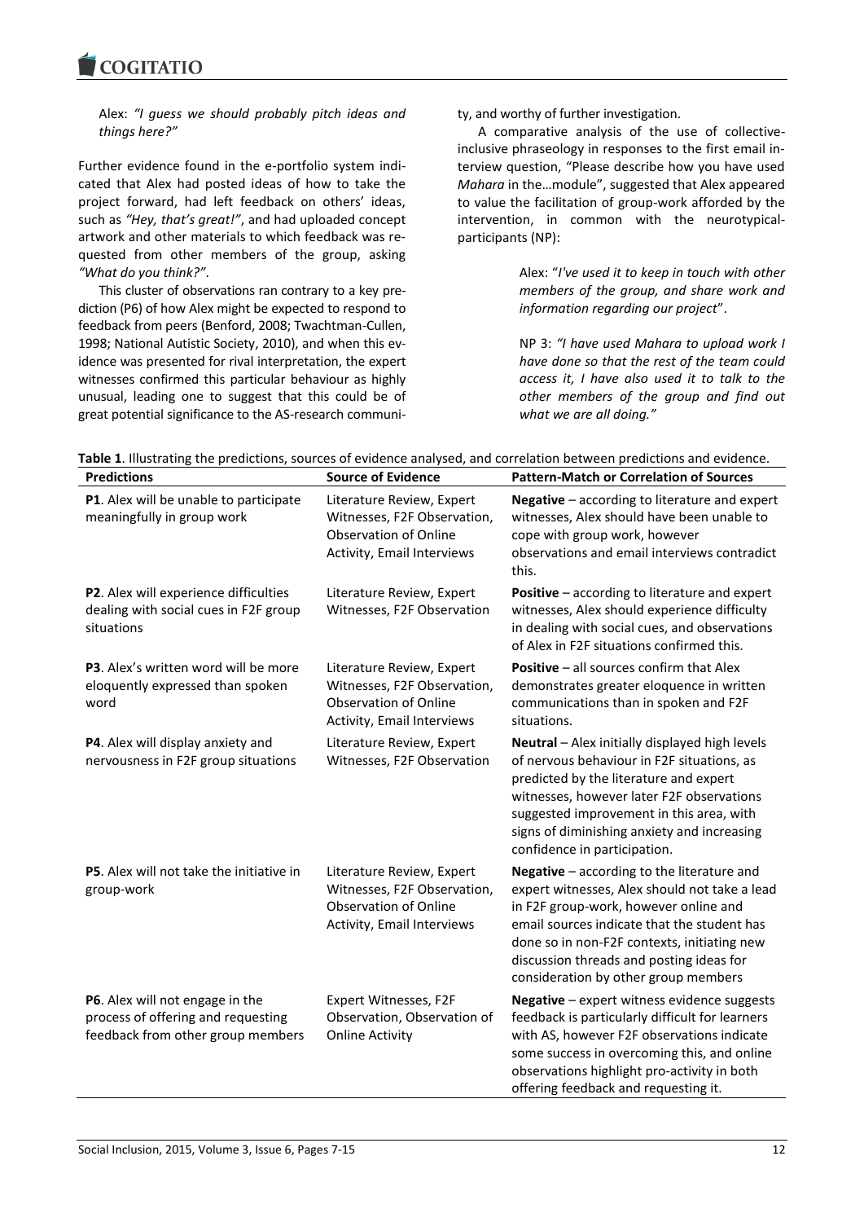Alex: *"I guess we should probably pitch ideas and things here?"*

Further evidence found in the e-portfolio system indicated that Alex had posted ideas of how to take the project forward, had left feedback on others' ideas, such as *"Hey, that's great!"*, and had uploaded concept artwork and other materials to which feedback was requested from other members of the group, asking *"What do you think?"*.

This cluster of observations ran contrary to a key prediction (P6) of how Alex might be expected to respond to feedback from peers (Benford, 2008; Twachtman-Cullen, 1998; National Autistic Society, 2010), and when this evidence was presented for rival interpretation, the expert witnesses confirmed this particular behaviour as highly unusual, leading one to suggest that this could be of great potential significance to the AS-research community, and worthy of further investigation.

A comparative analysis of the use of collective-inclusive phraseology in responses to the first email interview question, "Please describe how you have used *Mahara* in the…module", suggested that Alex appeared to value the facilitation of group-work afforded by the intervention, in common with the neurotypical-participants (NP):

> Alex: "*I've used it to keep in touch with other members of the group, and share work and information regarding our project*".
>
> NP 3: *"I have used Mahara to upload work I have done so that the rest of the team could access it, I have also used it to talk to the other members of the group and find out what we are all doing."*

**Table 1**. Illustrating the predictions, sources of evidence analysed, and correlation between predictions and evidence.

| Predictions | Source of Evidence | Pattern-Match or Correlation of Sources |
|---|---|---|
| **P1**. Alex will be unable to participate meaningfully in group work | Literature Review, Expert Witnesses, F2F Observation, Observation of Online Activity, Email Interviews | **Negative** – according to literature and expert witnesses, Alex should have been unable to cope with group work, however observations and email interviews contradict this. |
| **P2**. Alex will experience difficulties dealing with social cues in F2F group situations | Literature Review, Expert Witnesses, F2F Observation | **Positive** – according to literature and expert witnesses, Alex should experience difficulty in dealing with social cues, and observations of Alex in F2F situations confirmed this. |
| **P3**. Alex's written word will be more eloquently expressed than spoken word | Literature Review, Expert Witnesses, F2F Observation, Observation of Online Activity, Email Interviews | **Positive** – all sources confirm that Alex demonstrates greater eloquence in written communications than in spoken and F2F situations. |
| **P4**. Alex will display anxiety and nervousness in F2F group situations | Literature Review, Expert Witnesses, F2F Observation | **Neutral** – Alex initially displayed high levels of nervous behaviour in F2F situations, as predicted by the literature and expert witnesses, however later F2F observations suggested improvement in this area, with signs of diminishing anxiety and increasing confidence in participation. |
| **P5**. Alex will not take the initiative in group-work | Literature Review, Expert Witnesses, F2F Observation, Observation of Online Activity, Email Interviews | **Negative** – according to the literature and expert witnesses, Alex should not take a lead in F2F group-work, however online and email sources indicate that the student has done so in non-F2F contexts, initiating new discussion threads and posting ideas for consideration by other group members |
| **P6**. Alex will not engage in the process of offering and requesting feedback from other group members | Expert Witnesses, F2F Observation, Observation of Online Activity | **Negative** – expert witness evidence suggests feedback is particularly difficult for learners with AS, however F2F observations indicate some success in overcoming this, and online observations highlight pro-activity in both offering feedback and requesting it. |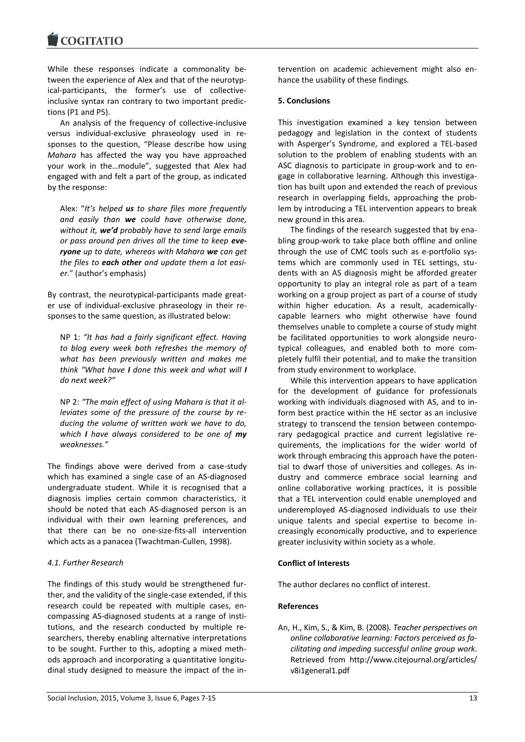While these responses indicate a commonality between the experience of Alex and that of the neurotypical-participants, the former's use of collective-inclusive syntax ran contrary to two important predictions (P1 and P5).

An analysis of the frequency of collective-inclusive versus individual-exclusive phraseology used in responses to the question, "Please describe how using *Mahara* has affected the way you have approached your work in the…module", suggested that Alex had engaged with and felt a part of the group, as indicated by the response:

> Alex: "*It's helped **us** to share files more frequently and easily than **we** could have otherwise done, without it, **we'd** probably have to send large emails or pass around pen drives all the time to keep **everyone** up to date, whereas with Mahara **we** can get the files to **each other** and update them a lot easier.*" (author's emphasis)

By contrast, the neurotypical-participants made greater use of individual-exclusive phraseology in their responses to the same question, as illustrated below:

> NP 1: *"It has had a fairly significant effect. Having to blog every week both refreshes the memory of what has been previously written and makes me think "What have **I** done this week and what will **I** do next week?"*

> NP 2: *"The main effect of using Mahara is that it alleviates some of the pressure of the course by reducing the volume of written work we have to do, which **I** have always considered to be one of **my** weaknesses."*

The findings above were derived from a case-study which has examined a single case of an AS-diagnosed undergraduate student. While it is recognised that a diagnosis implies certain common characteristics, it should be noted that each AS-diagnosed person is an individual with their own learning preferences, and that there can be no one-size-fits-all intervention which acts as a panacea (Twachtman-Cullen, 1998).

### *4.1. Further Research*

The findings of this study would be strengthened further, and the validity of the single-case extended, if this research could be repeated with multiple cases, encompassing AS-diagnosed students at a range of institutions, and the research conducted by multiple researchers, thereby enabling alternative interpretations to be sought. Further to this, adopting a mixed methods approach and incorporating a quantitative longitudinal study designed to measure the impact of the intervention on academic achievement might also enhance the usability of these findings.

## **5. Conclusions**

This investigation examined a key tension between pedagogy and legislation in the context of students with Asperger's Syndrome, and explored a TEL-based solution to the problem of enabling students with an ASC diagnosis to participate in group-work and to engage in collaborative learning. Although this investigation has built upon and extended the reach of previous research in overlapping fields, approaching the problem by introducing a TEL intervention appears to break new ground in this area.

The findings of the research suggested that by enabling group-work to take place both offline and online through the use of CMC tools such as e-portfolio systems which are commonly used in TEL settings, students with an AS diagnosis might be afforded greater opportunity to play an integral role as part of a team working on a group project as part of a course of study within higher education. As a result, academically-capable learners who might otherwise have found themselves unable to complete a course of study might be facilitated opportunities to work alongside neurotypical colleagues, and enabled both to more completely fulfil their potential, and to make the transition from study environment to workplace.

While this intervention appears to have application for the development of guidance for professionals working with individuals diagnosed with AS, and to inform best practice within the HE sector as an inclusive strategy to transcend the tension between contemporary pedagogical practice and current legislative requirements, the implications for the wider world of work through embracing this approach have the potential to dwarf those of universities and colleges. As industry and commerce embrace social learning and online collaborative working practices, it is possible that a TEL intervention could enable unemployed and underemployed AS-diagnosed individuals to use their unique talents and special expertise to become increasingly economically productive, and to experience greater inclusivity within society as a whole.

## **Conflict of Interests**

The author declares no conflict of interest.

## **References**

An, H., Kim, S., & Kim, B. (2008). *Teacher perspectives on online collaborative learning: Factors perceived as facilitating and impeding successful online group work*. Retrieved from http://www.citejournal.org/articles/v8i1general1.pdf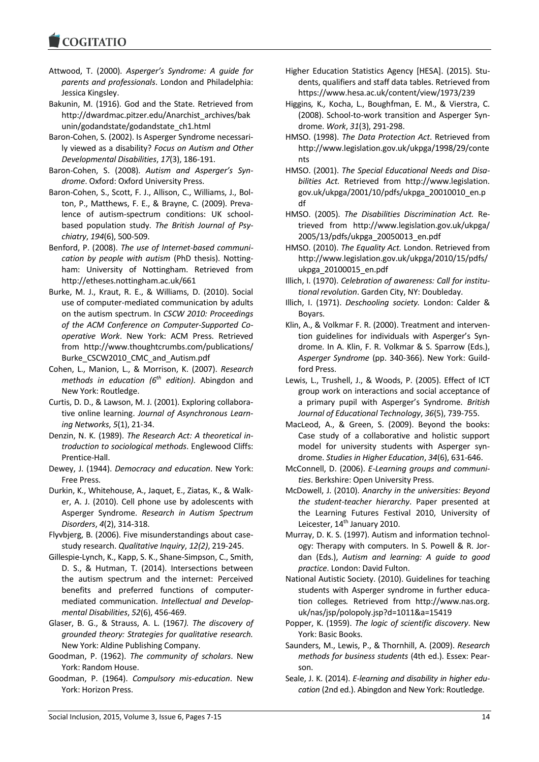Attwood, T. (2000). *Asperger's Syndrome: A guide for parents and professionals*. London and Philadelphia: Jessica Kingsley.

Bakunin, M. (1916). God and the State. Retrieved from http://dwardmac.pitzer.edu/Anarchist_archives/bakunin/godandstate/godandstate_ch1.html

Baron-Cohen, S. (2002). Is Asperger Syndrome necessarily viewed as a disability? *Focus on Autism and Other Developmental Disabilities*, *17*(3), 186-191.

Baron-Cohen, S. (2008). *Autism and Asperger's Syndrome*. Oxford: Oxford University Press.

Baron-Cohen, S., Scott, F. J., Allison, C., Williams, J., Bolton, P., Matthews, F. E., & Brayne, C. (2009). Prevalence of autism-spectrum conditions: UK school-based population study. *The British Journal of Psychiatry*, *194*(6), 500-509.

Benford, P. (2008). *The use of Internet-based communication by people with autism* (PhD thesis). Nottingham: University of Nottingham. Retrieved from http://etheses.nottingham.ac.uk/661

Burke, M. J., Kraut, R. E., & Williams, D. (2010). Social use of computer-mediated communication by adults on the autism spectrum. In *CSCW 2010: Proceedings of the ACM Conference on Computer-Supported Cooperative Work*. New York: ACM Press. Retrieved from http://www.thoughtcrumbs.com/publications/Burke_CSCW2010_CMC_and_Autism.pdf

Cohen, L., Manion, L., & Morrison, K. (2007). *Research methods in education (6th edition)*. Abingdon and New York: Routledge.

Curtis, D. D., & Lawson, M. J. (2001). Exploring collaborative online learning. *Journal of Asynchronous Learning Networks*, *5*(1), 21-34.

Denzin, N. K. (1989). *The Research Act: A theoretical introduction to sociological methods*. Englewood Cliffs: Prentice-Hall.

Dewey, J. (1944). *Democracy and education*. New York: Free Press.

Durkin, K., Whitehouse, A., Jaquet, E., Ziatas, K., & Walker, A. J. (2010). Cell phone use by adolescents with Asperger Syndrome. *Research in Autism Spectrum Disorders*, *4*(2), 314-318.

Flyvbjerg, B. (2006). Five misunderstandings about case-study research. *Qualitative Inquiry*, *12(2)*, 219-245.

Gillespie-Lynch, K., Kapp, S. K., Shane-Simpson, C., Smith, D. S., & Hutman, T. (2014). Intersections between the autism spectrum and the internet: Perceived benefits and preferred functions of computer-mediated communication. *Intellectual and Developmental Disabilities*, *52*(6), 456-469.

Glaser, B. G., & Strauss, A. L. (1967*). The discovery of grounded theory: Strategies for qualitative research.* New York: Aldine Publishing Company.

Goodman, P. (1962). *The community of scholars*. New York: Random House.

Goodman, P. (1964). *Compulsory mis-education*. New York: Horizon Press.

Higher Education Statistics Agency [HESA]. (2015). Students, qualifiers and staff data tables. Retrieved from https://www.hesa.ac.uk/content/view/1973/239

Higgins*,* K.*,* Kocha, L., Boughfman, E. M., & Vierstra, C. (2008). School-to-work transition and Asperger Syndrome. *Work*, *31*(3), 291-298.

HMSO. (1998). *The Data Protection Act*. Retrieved from http://www.legislation.gov.uk/ukpga/1998/29/contents

HMSO. (2001). *The Special Educational Needs and Disabilities Act.* Retrieved from http://www.legislation.gov.uk/ukpga/2001/10/pdfs/ukpga_20010010_en.pdf

HMSO. (2005). *The Disabilities Discrimination Act.* Retrieved from http://www.legislation.gov.uk/ukpga/2005/13/pdfs/ukpga_20050013_en.pdf

HMSO. (2010). *The Equality Act.* London. Retrieved from http://www.legislation.gov.uk/ukpga/2010/15/pdfs/ukpga_20100015_en.pdf

Illich, I. (1970). *Celebration of awareness: Call for institutional revolution*. Garden City, NY: Doubleday.

Illich, I. (1971). *Deschooling society.* London: Calder & Boyars.

Klin, A., & Volkmar F. R. (2000). Treatment and intervention guidelines for individuals with Asperger's Syndrome. In A. Klin, F. R. Volkmar & S. Sparrow (Eds.), *Asperger Syndrome* (pp. 340-366). New York: Guildford Press.

Lewis, L., Trushell, J., & Woods, P. (2005). Effect of ICT group work on interactions and social acceptance of a primary pupil with Asperger's Syndrome. *British Journal of Educational Technology*, *36*(5), 739-755.

MacLeod, A., & Green, S. (2009). Beyond the books: Case study of a collaborative and holistic support model for university students with Asperger syndrome. *Studies in Higher Education*, *34*(6), 631-646.

McConnell, D. (2006). *E-Learning groups and communities*. Berkshire: Open University Press.

McDowell, J. (2010). *Anarchy in the universities: Beyond the student-teacher hierarchy*. Paper presented at the Learning Futures Festival 2010, University of Leicester, 14th January 2010.

Murray, D. K. S. (1997). Autism and information technology: Therapy with computers. In S. Powell & R. Jordan (Eds.), *Autism and learning: A guide to good practice*. London: David Fulton.

National Autistic Society. (2010). Guidelines for teaching students with Asperger syndrome in further education colleges*.* Retrieved from http://www.nas.org.uk/nas/jsp/polopoly.jsp?d=1011&a=15419

Popper, K. (1959). *The logic of scientific discovery*. New York: Basic Books.

Saunders, M., Lewis, P., & Thornhill, A. (2009). *Research methods for business students* (4th ed.). Essex: Pearson.

Seale, J. K. (2014). *E-learning and disability in higher education* (2nd ed.). Abingdon and New York: Routledge.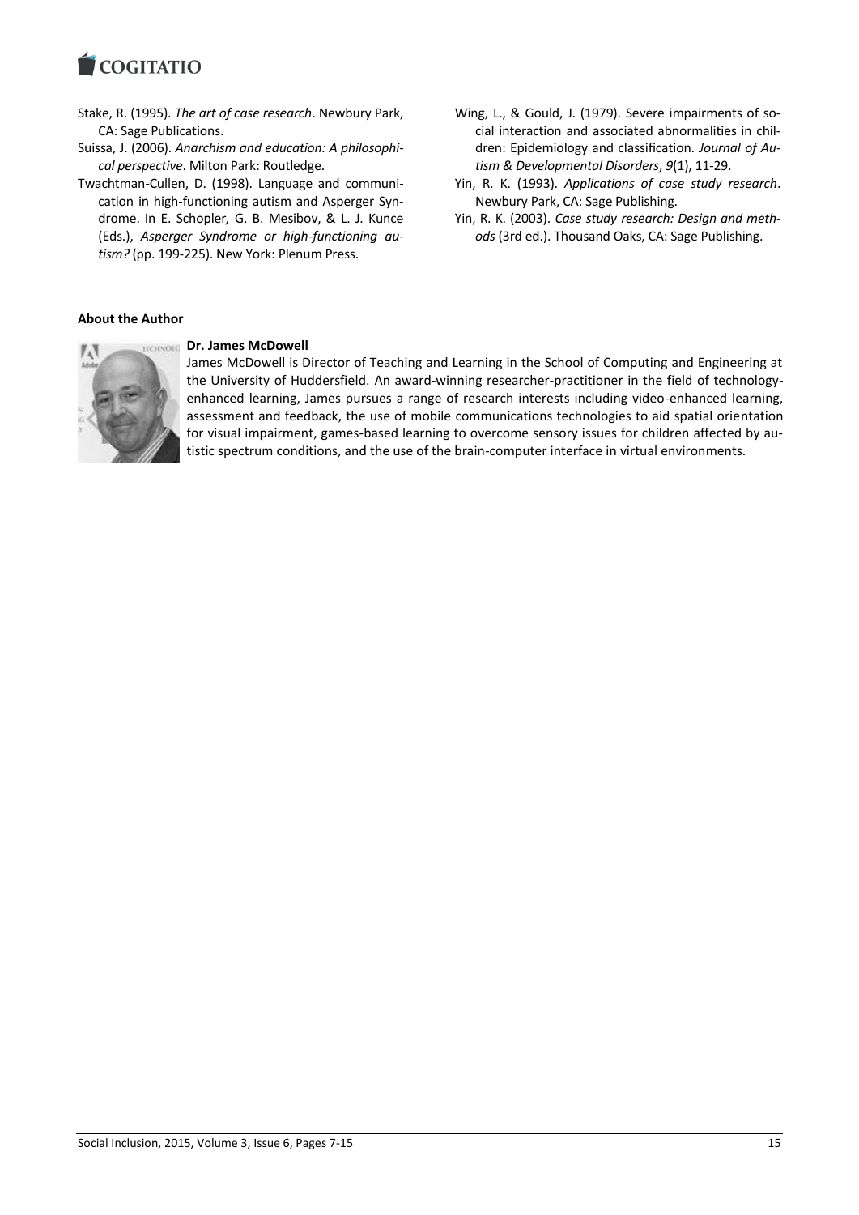Stake, R. (1995). *The art of case research*. Newbury Park, CA: Sage Publications.

Suissa, J. (2006). *Anarchism and education: A philosophical perspective*. Milton Park: Routledge.

Twachtman-Cullen, D. (1998). Language and communication in high-functioning autism and Asperger Syndrome. In E. Schopler, G. B. Mesibov, & L. J. Kunce (Eds.), *Asperger Syndrome or high-functioning autism?* (pp. 199-225). New York: Plenum Press.

Wing, L., & Gould, J. (1979). Severe impairments of social interaction and associated abnormalities in children: Epidemiology and classification. *Journal of Autism & Developmental Disorders*, *9*(1), 11-29.

Yin, R. K. (1993). *Applications of case study research*. Newbury Park, CA: Sage Publishing.

Yin, R. K. (2003). *Case study research: Design and methods* (3rd ed.). Thousand Oaks, CA: Sage Publishing.

**About the Author**

**Dr. James McDowell**

James McDowell is Director of Teaching and Learning in the School of Computing and Engineering at the University of Huddersfield. An award-winning researcher-practitioner in the field of technology-enhanced learning, James pursues a range of research interests including video-enhanced learning, assessment and feedback, the use of mobile communications technologies to aid spatial orientation for visual impairment, games-based learning to overcome sensory issues for children affected by autistic spectrum conditions, and the use of the brain-computer interface in virtual environments.